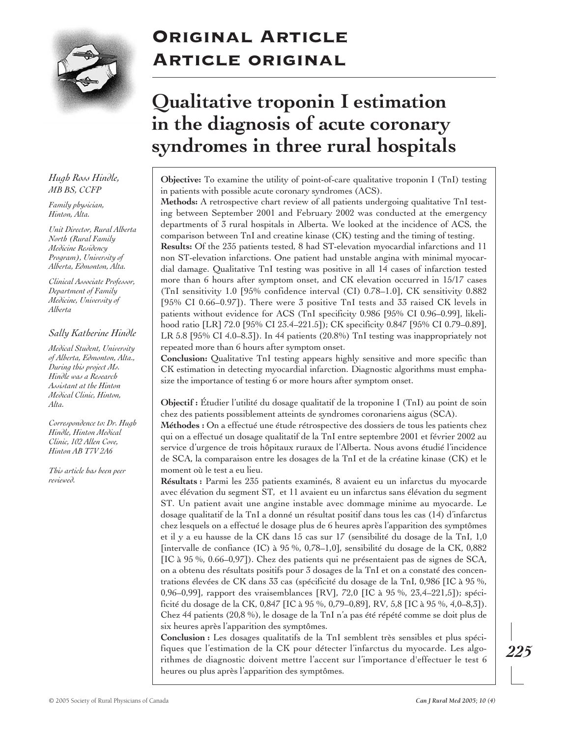# Original Article
# Article original

## Qualitative troponin I estimation in the diagnosis of acute coronary syndromes in three rural hospitals

*Hugh Ross Hindle, MB BS, CCFP*

*Family physician, Hinton, Alta.*

*Unit Director, Rural Alberta North (Rural Family Medicine Residency Program), University of Alberta, Edmonton, Alta.*

*Clinical Associate Professor, Department of Family Medicine, University of Alberta*

*Sally Katherine Hindle*

*Medical Student, University of Alberta, Edmonton, Alta., During this project Ms. Hindle was a Research Assistant at the Hinton Medical Clinic, Hinton, Alta.*

*Correspondence to: Dr. Hugh Hindle, Hinton Medical Clinic, 102 Allen Cove, Hinton AB T7V 2A6*

*This article has been peer reviewed.*

**Objective:** To examine the utility of point-of-care qualitative troponin I (TnI) testing in patients with possible acute coronary syndromes (ACS).

**Methods:** A retrospective chart review of all patients undergoing qualitative TnI testing between September 2001 and February 2002 was conducted at the emergency departments of 3 rural hospitals in Alberta. We looked at the incidence of ACS, the comparison between TnI and creatine kinase (CK) testing and the timing of testing.

**Results:** Of the 235 patients tested, 8 had ST-elevation myocardial infarctions and 11 non ST-elevation infarctions. One patient had unstable angina with minimal myocardial damage. Qualitative TnI testing was positive in all 14 cases of infarction tested more than 6 hours after symptom onset, and CK elevation occurred in 15/17 cases (TnI sensitivity 1.0 [95% confidence interval (CI) 0.78–1.0], CK sensitivity 0.882 [95% CI 0.66–0.97]). There were 3 positive TnI tests and 33 raised CK levels in patients without evidence for ACS (TnI specificity 0.986 [95% CI 0.96–0.99], likelihood ratio [LR] 72.0 [95% CI 23.4–221.5]); CK specificity 0.847 [95% CI 0.79–0.89], LR 5.8 [95% CI 4.0–8.3]). In 44 patients (20.8%) TnI testing was inappropriately not repeated more than 6 hours after symptom onset.

**Conclusion:** Qualitative TnI testing appears highly sensitive and more specific than CK estimation in detecting myocardial infarction. Diagnostic algorithms must emphasize the importance of testing 6 or more hours after symptom onset.

**Objectif :** Étudier l'utilité du dosage qualitatif de la troponine I (TnI) au point de soin chez des patients possiblement atteints de syndromes coronariens aigus (SCA).

**Méthodes :** On a effectué une étude rétrospective des dossiers de tous les patients chez qui on a effectué un dosage qualitatif de la TnI entre septembre 2001 et février 2002 au service d'urgence de trois hôpitaux ruraux de l'Alberta. Nous avons étudié l'incidence de SCA, la comparaison entre les dosages de la TnI et de la créatine kinase (CK) et le moment où le test a eu lieu.

**Résultats :** Parmi les 235 patients examinés, 8 avaient eu un infarctus du myocarde avec élévation du segment ST, et 11 avaient eu un infarctus sans élévation du segment ST. Un patient avait une angine instable avec dommage minime au myocarde. Le dosage qualitatif de la TnI a donné un résultat positif dans tous les cas (14) d'infarctus chez lesquels on a effectué le dosage plus de 6 heures après l'apparition des symptômes et il y a eu hausse de la CK dans 15 cas sur 17 (sensibilité du dosage de la TnI, 1,0 [intervalle de confiance (IC) à 95 %, 0,78–1,0], sensibilité du dosage de la CK, 0,882 [IC à 95 %, 0.66–0,97]). Chez des patients qui ne présentaient pas de signes de SCA, on a obtenu des résultats positifs pour 3 dosages de la TnI et on a constaté des concentrations élevées de CK dans 33 cas (spécificité du dosage de la TnI, 0,986 [IC à 95 %, 0,96–0,99], rapport des vraisemblances [RV], 72,0 [IC à 95 %, 23,4–221,5]); spécificité du dosage de la CK, 0,847 [IC à 95 %, 0,79–0,89], RV, 5,8 [IC à 95 %, 4,0–8,3]). Chez 44 patients (20,8 %), le dosage de la TnI n'a pas été répété comme se doit plus de six heures après l'apparition des symptômes.

**Conclusion :** Les dosages qualitatifs de la TnI semblent très sensibles et plus spécifiques que l'estimation de la CK pour détecter l'infarctus du myocarde. Les algorithmes de diagnostic doivent mettre l'accent sur l'importance d'effectuer le test 6 heures ou plus après l'apparition des symptômes.

© 2005 Society of Rural Physicians of Canada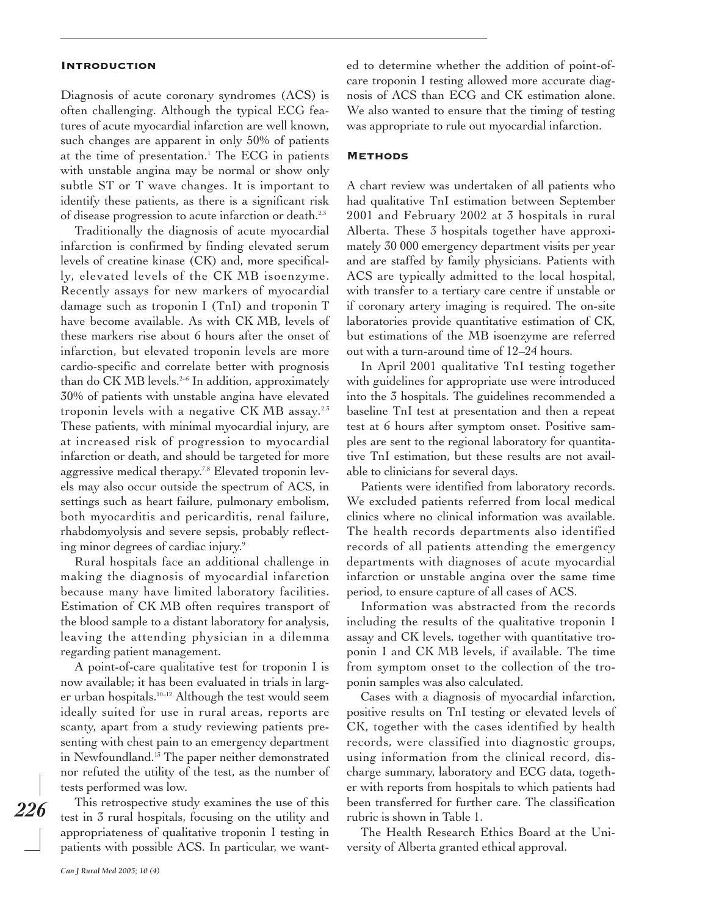## Introduction

Diagnosis of acute coronary syndromes (ACS) is often challenging. Although the typical ECG features of acute myocardial infarction are well known, such changes are apparent in only 50% of patients at the time of presentation.[1] The ECG in patients with unstable angina may be normal or show only subtle ST or T wave changes. It is important to identify these patients, as there is a significant risk of disease progression to acute infarction or death.[2,3]

Traditionally the diagnosis of acute myocardial infarction is confirmed by finding elevated serum levels of creatine kinase (CK) and, more specifically, elevated levels of the CK MB isoenzyme. Recently assays for new markers of myocardial damage such as troponin I (TnI) and troponin T have become available. As with CK MB, levels of these markers rise about 6 hours after the onset of infarction, but elevated troponin levels are more cardio-specific and correlate better with prognosis than do CK MB levels.[2–6] In addition, approximately 30% of patients with unstable angina have elevated troponin levels with a negative CK MB assay.[2,3] These patients, with minimal myocardial injury, are at increased risk of progression to myocardial infarction or death, and should be targeted for more aggressive medical therapy.[7,8] Elevated troponin levels may also occur outside the spectrum of ACS, in settings such as heart failure, pulmonary embolism, both myocarditis and pericarditis, renal failure, rhabdomyolysis and severe sepsis, probably reflecting minor degrees of cardiac injury.[9]

Rural hospitals face an additional challenge in making the diagnosis of myocardial infarction because many have limited laboratory facilities. Estimation of CK MB often requires transport of the blood sample to a distant laboratory for analysis, leaving the attending physician in a dilemma regarding patient management.

A point-of-care qualitative test for troponin I is now available; it has been evaluated in trials in larger urban hospitals.[10–12] Although the test would seem ideally suited for use in rural areas, reports are scanty, apart from a study reviewing patients presenting with chest pain to an emergency department in Newfoundland.[13] The paper neither demonstrated nor refuted the utility of the test, as the number of tests performed was low.

This retrospective study examines the use of this test in 3 rural hospitals, focusing on the utility and appropriateness of qualitative troponin I testing in patients with possible ACS. In particular, we wanted to determine whether the addition of point-of-care troponin I testing allowed more accurate diagnosis of ACS than ECG and CK estimation alone. We also wanted to ensure that the timing of testing was appropriate to rule out myocardial infarction.

## Methods

A chart review was undertaken of all patients who had qualitative TnI estimation between September 2001 and February 2002 at 3 hospitals in rural Alberta. These 3 hospitals together have approximately 30 000 emergency department visits per year and are staffed by family physicians. Patients with ACS are typically admitted to the local hospital, with transfer to a tertiary care centre if unstable or if coronary artery imaging is required. The on-site laboratories provide quantitative estimation of CK, but estimations of the MB isoenzyme are referred out with a turn-around time of 12–24 hours.

In April 2001 qualitative TnI testing together with guidelines for appropriate use were introduced into the 3 hospitals. The guidelines recommended a baseline TnI test at presentation and then a repeat test at 6 hours after symptom onset. Positive samples are sent to the regional laboratory for quantitative TnI estimation, but these results are not available to clinicians for several days.

Patients were identified from laboratory records. We excluded patients referred from local medical clinics where no clinical information was available. The health records departments also identified records of all patients attending the emergency departments with diagnoses of acute myocardial infarction or unstable angina over the same time period, to ensure capture of all cases of ACS.

Information was abstracted from the records including the results of the qualitative troponin I assay and CK levels, together with quantitative troponin I and CK MB levels, if available. The time from symptom onset to the collection of the troponin samples was also calculated.

Cases with a diagnosis of myocardial infarction, positive results on TnI testing or elevated levels of CK, together with the cases identified by health records, were classified into diagnostic groups, using information from the clinical record, discharge summary, laboratory and ECG data, together with reports from hospitals to which patients had been transferred for further care. The classification rubric is shown in Table 1.

The Health Research Ethics Board at the University of Alberta granted ethical approval.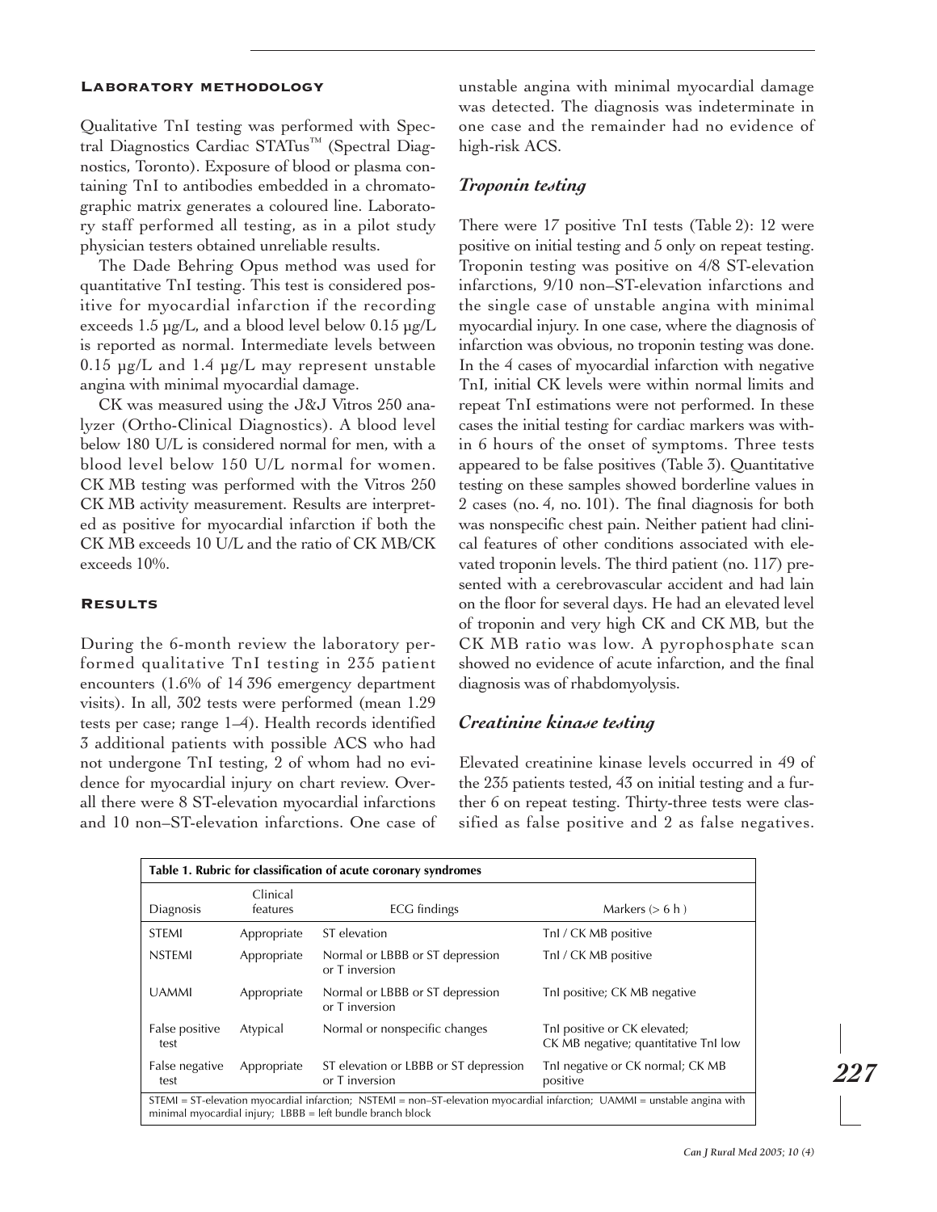### Laboratory methodology

Qualitative TnI testing was performed with Spectral Diagnostics Cardiac STATus™ (Spectral Diagnostics, Toronto). Exposure of blood or plasma containing TnI to antibodies embedded in a chromatographic matrix generates a coloured line. Laboratory staff performed all testing, as in a pilot study physician testers obtained unreliable results.

The Dade Behring Opus method was used for quantitative TnI testing. This test is considered positive for myocardial infarction if the recording exceeds 1.5 µg/L, and a blood level below 0.15 µg/L is reported as normal. Intermediate levels between 0.15 µg/L and 1.4 µg/L may represent unstable angina with minimal myocardial damage.

CK was measured using the J&J Vitros 250 analyzer (Ortho-Clinical Diagnostics). A blood level below 180 U/L is considered normal for men, with a blood level below 150 U/L normal for women. CK MB testing was performed with the Vitros 250 CK MB activity measurement. Results are interpreted as positive for myocardial infarction if both the CK MB exceeds 10 U/L and the ratio of CK MB/CK exceeds 10%.

### Results

During the 6-month review the laboratory performed qualitative TnI testing in 235 patient encounters (1.6% of 14 396 emergency department visits). In all, 302 tests were performed (mean 1.29 tests per case; range 1–4). Health records identified 3 additional patients with possible ACS who had not undergone TnI testing, 2 of whom had no evidence for myocardial injury on chart review. Overall there were 8 ST-elevation myocardial infarctions and 10 non–ST-elevation infarctions. One case of unstable angina with minimal myocardial damage was detected. The diagnosis was indeterminate in one case and the remainder had no evidence of high-risk ACS.

### *Troponin testing*

There were 17 positive TnI tests (Table 2): 12 were positive on initial testing and 5 only on repeat testing. Troponin testing was positive on 4/8 ST-elevation infarctions, 9/10 non–ST-elevation infarctions and the single case of unstable angina with minimal myocardial injury. In one case, where the diagnosis of infarction was obvious, no troponin testing was done. In the 4 cases of myocardial infarction with negative TnI, initial CK levels were within normal limits and repeat TnI estimations were not performed. In these cases the initial testing for cardiac markers was within 6 hours of the onset of symptoms. Three tests appeared to be false positives (Table 3). Quantitative testing on these samples showed borderline values in 2 cases (no. 4, no. 101). The final diagnosis for both was nonspecific chest pain. Neither patient had clinical features of other conditions associated with elevated troponin levels. The third patient (no. 117) presented with a cerebrovascular accident and had lain on the floor for several days. He had an elevated level of troponin and very high CK and CK MB, but the CK MB ratio was low. A pyrophosphate scan showed no evidence of acute infarction, and the final diagnosis was of rhabdomyolysis.

### *Creatinine kinase testing*

Elevated creatinine kinase levels occurred in 49 of the 235 patients tested, 43 on initial testing and a further 6 on repeat testing. Thirty-three tests were classified as false positive and 2 as false negatives.

**Table 1. Rubric for classification of acute coronary syndromes**

| Diagnosis | Clinical features | ECG findings | Markers (> 6 h ) |
|---|---|---|---|
| STEMI | Appropriate | ST elevation | TnI / CK MB positive |
| NSTEMI | Appropriate | Normal or LBBB or ST depression or T inversion | TnI / CK MB positive |
| UAMMI | Appropriate | Normal or LBBB or ST depression or T inversion | TnI positive; CK MB negative |
| False positive test | Atypical | Normal or nonspecific changes | TnI positive or CK elevated; CK MB negative; quantitative TnI low |
| False negative test | Appropriate | ST elevation or LBBB or ST depression or T inversion | TnI negative or CK normal; CK MB positive |

STEMI = ST-elevation myocardial infarction; NSTEMI = non–ST-elevation myocardial infarction; UAMMI = unstable angina with minimal myocardial injury; LBBB = left bundle branch block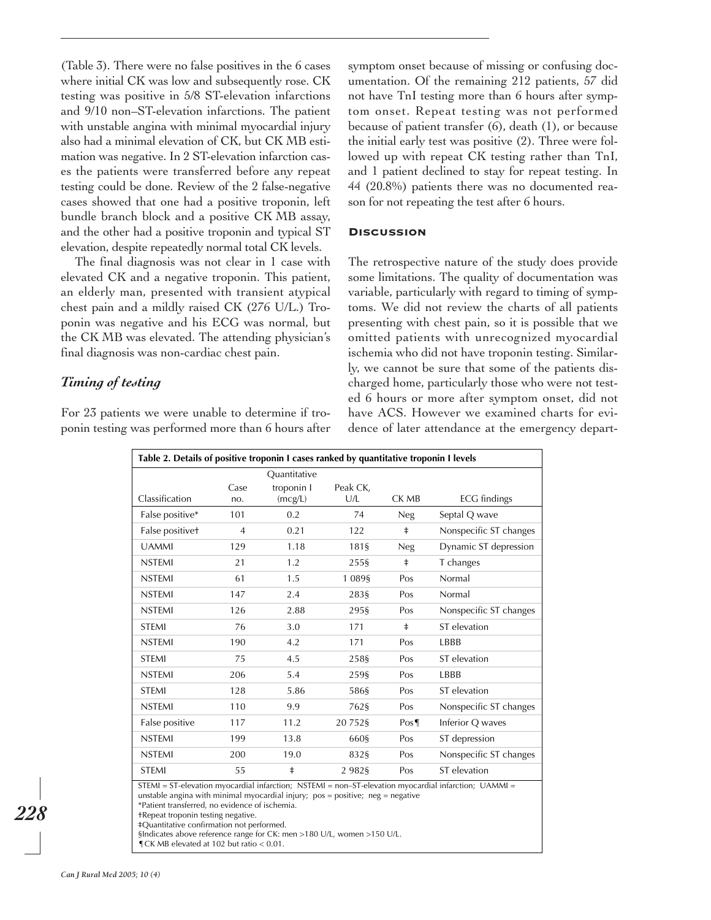(Table 3). There were no false positives in the 6 cases where initial CK was low and subsequently rose. CK testing was positive in 5/8 ST-elevation infarctions and 9/10 non–ST-elevation infarctions. The patient with unstable angina with minimal myocardial injury also had a minimal elevation of CK, but CK MB estimation was negative. In 2 ST-elevation infarction cases the patients were transferred before any repeat testing could be done. Review of the 2 false-negative cases showed that one had a positive troponin, left bundle branch block and a positive CK MB assay, and the other had a positive troponin and typical ST elevation, despite repeatedly normal total CK levels.

The final diagnosis was not clear in 1 case with elevated CK and a negative troponin. This patient, an elderly man, presented with transient atypical chest pain and a mildly raised CK (276 U/L.) Troponin was negative and his ECG was normal, but the CK MB was elevated. The attending physician's final diagnosis was non-cardiac chest pain.

### *Timing of testing*

For 23 patients we were unable to determine if troponin testing was performed more than 6 hours after symptom onset because of missing or confusing documentation. Of the remaining 212 patients, 57 did not have TnI testing more than 6 hours after symptom onset. Repeat testing was not performed because of patient transfer (6), death (1), or because the initial early test was positive (2). Three were followed up with repeat CK testing rather than TnI, and 1 patient declined to stay for repeat testing. In 44 (20.8%) patients there was no documented reason for not repeating the test after 6 hours.

## Discussion

The retrospective nature of the study does provide some limitations. The quality of documentation was variable, particularly with regard to timing of symptoms. We did not review the charts of all patients presenting with chest pain, so it is possible that we omitted patients with unrecognized myocardial ischemia who did not have troponin testing. Similarly, we cannot be sure that some of the patients discharged home, particularly those who were not tested 6 hours or more after symptom onset, did not have ACS. However we examined charts for evidence of later attendance at the emergency depart-

**Table 2. Details of positive troponin I cases ranked by quantitative troponin I levels**

| Classification | Case no. | Quantitative troponin I (mcg/L) | Peak CK, U/L | CK MB | ECG findings |
|---|---|---|---|---|---|
| False positive* | 101 | 0.2 | 74 | Neg | Septal Q wave |
| False positive† | 4 | 0.21 | 122 | ‡ | Nonspecific ST changes |
| UAMMI | 129 | 1.18 | 181§ | Neg | Dynamic ST depression |
| NSTEMI | 21 | 1.2 | 255§ | ‡ | T changes |
| NSTEMI | 61 | 1.5 | 1 089§ | Pos | Normal |
| NSTEMI | 147 | 2.4 | 283§ | Pos | Normal |
| NSTEMI | 126 | 2.88 | 295§ | Pos | Nonspecific ST changes |
| STEMI | 76 | 3.0 | 171 | ‡ | ST elevation |
| NSTEMI | 190 | 4.2 | 171 | Pos | LBBB |
| STEMI | 75 | 4.5 | 258§ | Pos | ST elevation |
| NSTEMI | 206 | 5.4 | 259§ | Pos | LBBB |
| STEMI | 128 | 5.86 | 586§ | Pos | ST elevation |
| NSTEMI | 110 | 9.9 | 762§ | Pos | Nonspecific ST changes |
| False positive | 117 | 11.2 | 20 752§ | Pos¶ | Inferior Q waves |
| NSTEMI | 199 | 13.8 | 660§ | Pos | ST depression |
| NSTEMI | 200 | 19.0 | 832§ | Pos | Nonspecific ST changes |
| STEMI | 55 | ‡ | 2 982§ | Pos | ST elevation |

STEMI = ST-elevation myocardial infarction; NSTEMI = non–ST-elevation myocardial infarction; UAMMI = unstable angina with minimal myocardial injury; pos = positive; neg = negative
*Patient transferred, no evidence of ischemia.
†Repeat troponin testing negative.
‡Quantitative confirmation not performed.
§Indicates above reference range for CK: men >180 U/L, women >150 U/L.
¶CK MB elevated at 102 but ratio < 0.01.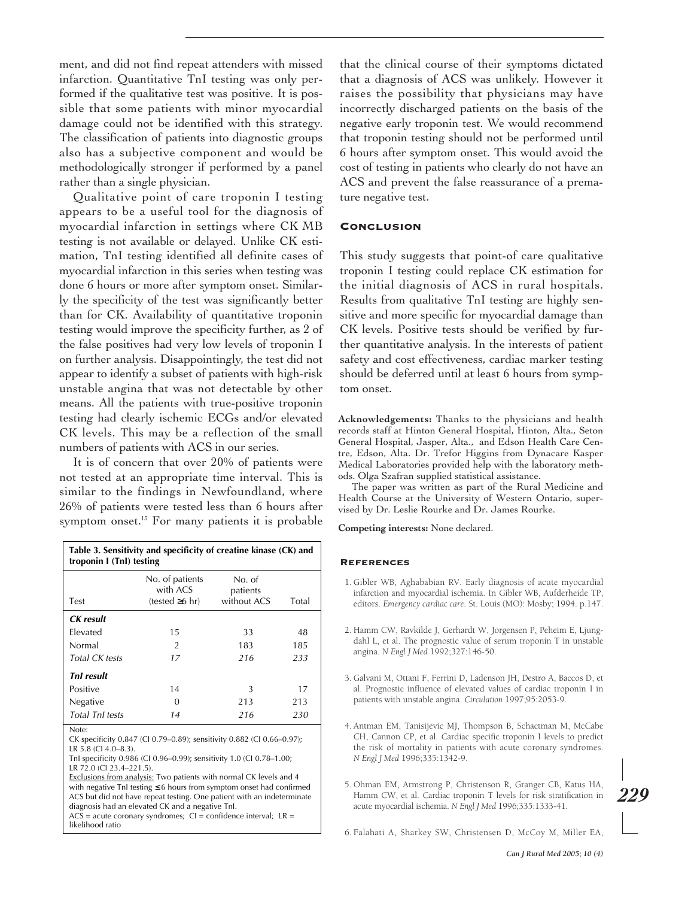ment, and did not find repeat attenders with missed infarction. Quantitative TnI testing was only performed if the qualitative test was positive. It is possible that some patients with minor myocardial damage could not be identified with this strategy. The classification of patients into diagnostic groups also has a subjective component and would be methodologically stronger if performed by a panel rather than a single physician.

Qualitative point of care troponin I testing appears to be a useful tool for the diagnosis of myocardial infarction in settings where CK MB testing is not available or delayed. Unlike CK estimation, TnI testing identified all definite cases of myocardial infarction in this series when testing was done 6 hours or more after symptom onset. Similarly the specificity of the test was significantly better than for CK. Availability of quantitative troponin testing would improve the specificity further, as 2 of the false positives had very low levels of troponin I on further analysis. Disappointingly, the test did not appear to identify a subset of patients with high-risk unstable angina that was not detectable by other means. All the patients with true-positive troponin testing had clearly ischemic ECGs and/or elevated CK levels. This may be a reflection of the small numbers of patients with ACS in our series.

It is of concern that over 20% of patients were not tested at an appropriate time interval. This is similar to the findings in Newfoundland, where 26% of patients were tested less than 6 hours after symptom onset.[13] For many patients it is probable that the clinical course of their symptoms dictated that a diagnosis of ACS was unlikely. However it raises the possibility that physicians may have incorrectly discharged patients on the basis of the negative early troponin test. We would recommend that troponin testing should not be performed until 6 hours after symptom onset. This would avoid the cost of testing in patients who clearly do not have an ACS and prevent the false reassurance of a premature negative test.

**Table 3. Sensitivity and specificity of creatine kinase (CK) and troponin I (TnI) testing**

| Test | No. of patients with ACS (tested ≥6 hr) | No. of patients without ACS | Total |
|---|---|---|---|
| ***CK result*** | | | |
| Elevated | 15 | 33 | 48 |
| Normal | 2 | 183 | 185 |
| *Total CK tests* | *17* | *216* | *233* |
| ***TnI result*** | | | |
| Positive | 14 | 3 | 17 |
| Negative | 0 | 213 | 213 |
| *Total TnI tests* | *14* | *216* | *230* |

Note:
CK specificity 0.847 (CI 0.79–0.89); sensitivity 0.882 (CI 0.66–0.97); LR 5.8 (CI 4.0–8.3).
TnI specificity 0.986 (CI 0.96–0.99); sensitivity 1.0 (CI 0.78–1.00; LR 72.0 (CI 23.4–221.5).
Exclusions from analysis: Two patients with normal CK levels and 4 with negative TnI testing ≤6 hours from symptom onset had confirmed ACS but did not have repeat testing. One patient with an indeterminate diagnosis had an elevated CK and a negative TnI.
ACS = acute coronary syndromes; CI = confidence interval; LR = likelihood ratio

## Conclusion

This study suggests that point-of care qualitative troponin I testing could replace CK estimation for the initial diagnosis of ACS in rural hospitals. Results from qualitative TnI testing are highly sensitive and more specific for myocardial damage than CK levels. Positive tests should be verified by further quantitative analysis. In the interests of patient safety and cost effectiveness, cardiac marker testing should be deferred until at least 6 hours from symptom onset.

**Acknowledgements:** Thanks to the physicians and health records staff at Hinton General Hospital, Hinton, Alta., Seton General Hospital, Jasper, Alta., and Edson Health Care Centre, Edson, Alta. Dr. Trefor Higgins from Dynacare Kasper Medical Laboratories provided help with the laboratory methods. Olga Szafran supplied statistical assistance.

The paper was written as part of the Rural Medicine and Health Course at the University of Western Ontario, supervised by Dr. Leslie Rourke and Dr. James Rourke.

**Competing interests:** None declared.

## References

1. Gibler WB, Aghababian RV. Early diagnosis of acute myocardial infarction and myocardial ischemia. In Gibler WB, Aufderheide TP, editors. *Emergency cardiac care*. St. Louis (MO): Mosby; 1994. p.147.
2. Hamm CW, Ravkilde J, Gerhardt W, Jorgensen P, Peheim E, Ljungdahl L, et al. The prognostic value of serum troponin T in unstable angina. *N Engl J Med* 1992;327:146-50.
3. Galvani M, Ottani F, Ferrini D, Ladenson JH, Destro A, Baccos D, et al. Prognostic influence of elevated values of cardiac troponin I in patients with unstable angina. *Circulation* 1997;95:2053-9.
4. Antman EM, Tanasijevic MJ, Thompson B, Schactman M, McCabe CH, Cannon CP, et al. Cardiac specific troponin I levels to predict the risk of mortality in patients with acute coronary syndromes. *N Engl J Med* 1996;335:1342-9.
5. Ohman EM, Armstrong P, Christenson R, Granger CB, Katus HA, Hamm CW, et al. Cardiac troponin T levels for risk stratification in acute myocardial ischemia. *N Engl J Med* 1996;335:1333-41.
6. Falahati A, Sharkey SW, Christensen D, McCoy M, Miller EA,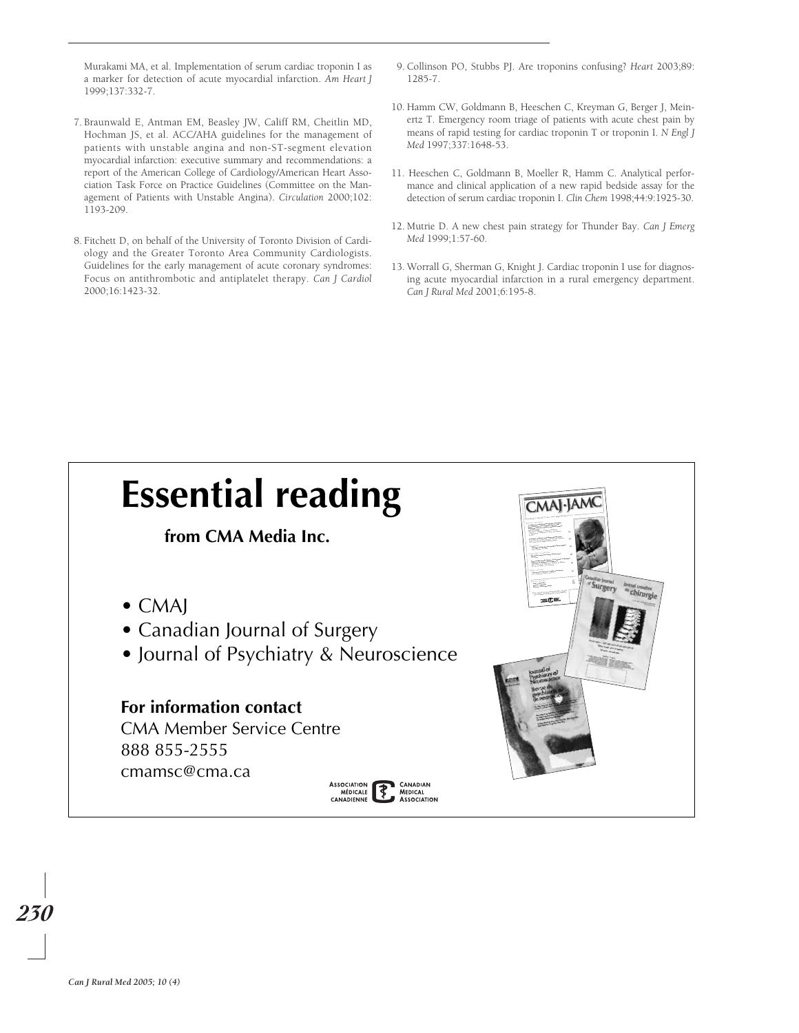Murakami MA, et al. Implementation of serum cardiac troponin I as a marker for detection of acute myocardial infarction. *Am Heart J* 1999;137:332-7.

7. Braunwald E, Antman EM, Beasley JW, Califf RM, Cheitlin MD, Hochman JS, et al. ACC/AHA guidelines for the management of patients with unstable angina and non-ST-segment elevation myocardial infarction: executive summary and recommendations: a report of the American College of Cardiology/American Heart Association Task Force on Practice Guidelines (Committee on the Management of Patients with Unstable Angina). *Circulation* 2000;102: 1193-209.

8. Fitchett D, on behalf of the University of Toronto Division of Cardiology and the Greater Toronto Area Community Cardiologists. Guidelines for the early management of acute coronary syndromes: Focus on antithrombotic and antiplatelet therapy. *Can J Cardiol* 2000;16:1423-32.

9. Collinson PO, Stubbs PJ. Are troponins confusing? *Heart* 2003;89: 1285-7.

10. Hamm CW, Goldmann B, Heeschen C, Kreyman G, Berger J, Meinertz T. Emergency room triage of patients with acute chest pain by means of rapid testing for cardiac troponin T or troponin I. *N Engl J Med* 1997;337:1648-53.

11. Heeschen C, Goldmann B, Moeller R, Hamm C. Analytical performance and clinical application of a new rapid bedside assay for the detection of serum cardiac troponin I. *Clin Chem* 1998;44:9:1925-30.

12. Mutrie D. A new chest pain strategy for Thunder Bay. *Can J Emerg Med* 1999;1:57-60.

13. Worrall G, Sherman G, Knight J. Cardiac troponin I use for diagnosing acute myocardial infarction in a rural emergency department. *Can J Rural Med* 2001;6:195-8.

# Essential reading

**from CMA Media Inc.**

- CMAJ
- Canadian Journal of Surgery
- Journal of Psychiatry & Neuroscience

**For information contact**
CMA Member Service Centre
888 855-2555
cmamsc@cma.ca

Association Médicale Canadienne | Canadian Medical Association